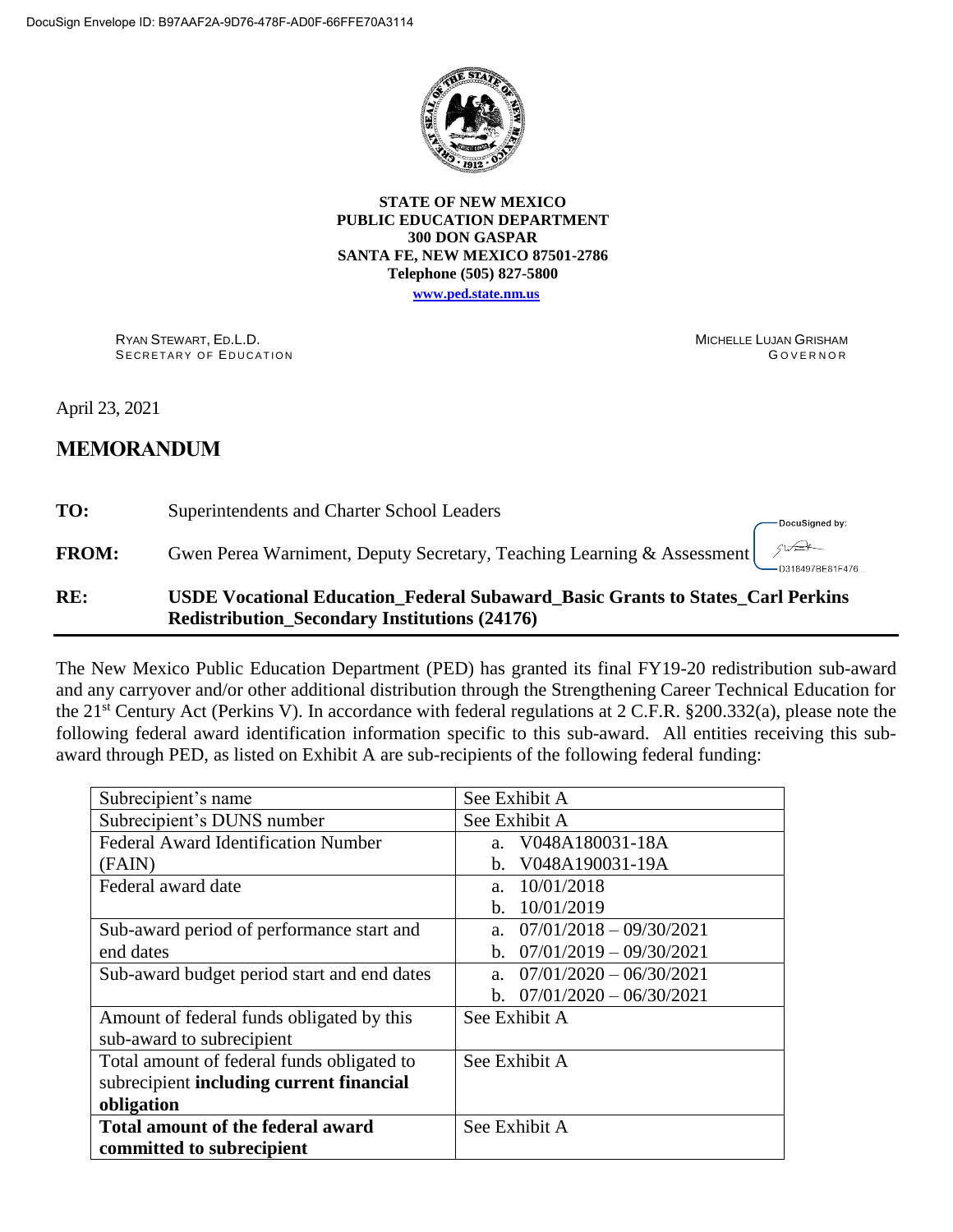DocuSign Envelope ID: B97AAF2A-9D76-478F-AD0F-66FFE70A3114

**STATE OF NEW MEXICO**
**PUBLIC EDUCATION DEPARTMENT**
**300 DON GASPAR**
**SANTA FE, NEW MEXICO 87501-2786**
**Telephone (505) 827-5800**
**www.ped.state.nm.us**

RYAN STEWART, ED.L.D.
SECRETARY OF EDUCATION

MICHELLE LUJAN GRISHAM
GOVERNOR

April 23, 2021

# MEMORANDUM

**TO:** Superintendents and Charter School Leaders

**FROM:** Gwen Perea Warniment, Deputy Secretary, Teaching Learning & Assessment

DocuSigned by:
D318497BE81F476...

**RE:** **USDE Vocational Education_Federal Subaward_Basic Grants to States_Carl Perkins Redistribution_Secondary Institutions (24176)**

---

The New Mexico Public Education Department (PED) has granted its final FY19-20 redistribution sub-award and any carryover and/or other additional distribution through the Strengthening Career Technical Education for the 21st Century Act (Perkins V). In accordance with federal regulations at 2 C.F.R. §200.332(a), please note the following federal award identification information specific to this sub-award. All entities receiving this sub-award through PED, as listed on Exhibit A are sub-recipients of the following federal funding:

| | |
|---|---|
| Subrecipient's name | See Exhibit A |
| Subrecipient's DUNS number | See Exhibit A |
| Federal Award Identification Number (FAIN) | a. V048A180031-18A<br>b. V048A190031-19A |
| Federal award date | a. 10/01/2018<br>b. 10/01/2019 |
| Sub-award period of performance start and end dates | a. 07/01/2018 – 09/30/2021<br>b. 07/01/2019 – 09/30/2021 |
| Sub-award budget period start and end dates | a. 07/01/2020 – 06/30/2021<br>b. 07/01/2020 – 06/30/2021 |
| Amount of federal funds obligated by this sub-award to subrecipient | See Exhibit A |
| Total amount of federal funds obligated to subrecipient **including current financial obligation** | See Exhibit A |
| **Total amount of the federal award committed to subrecipient** | See Exhibit A |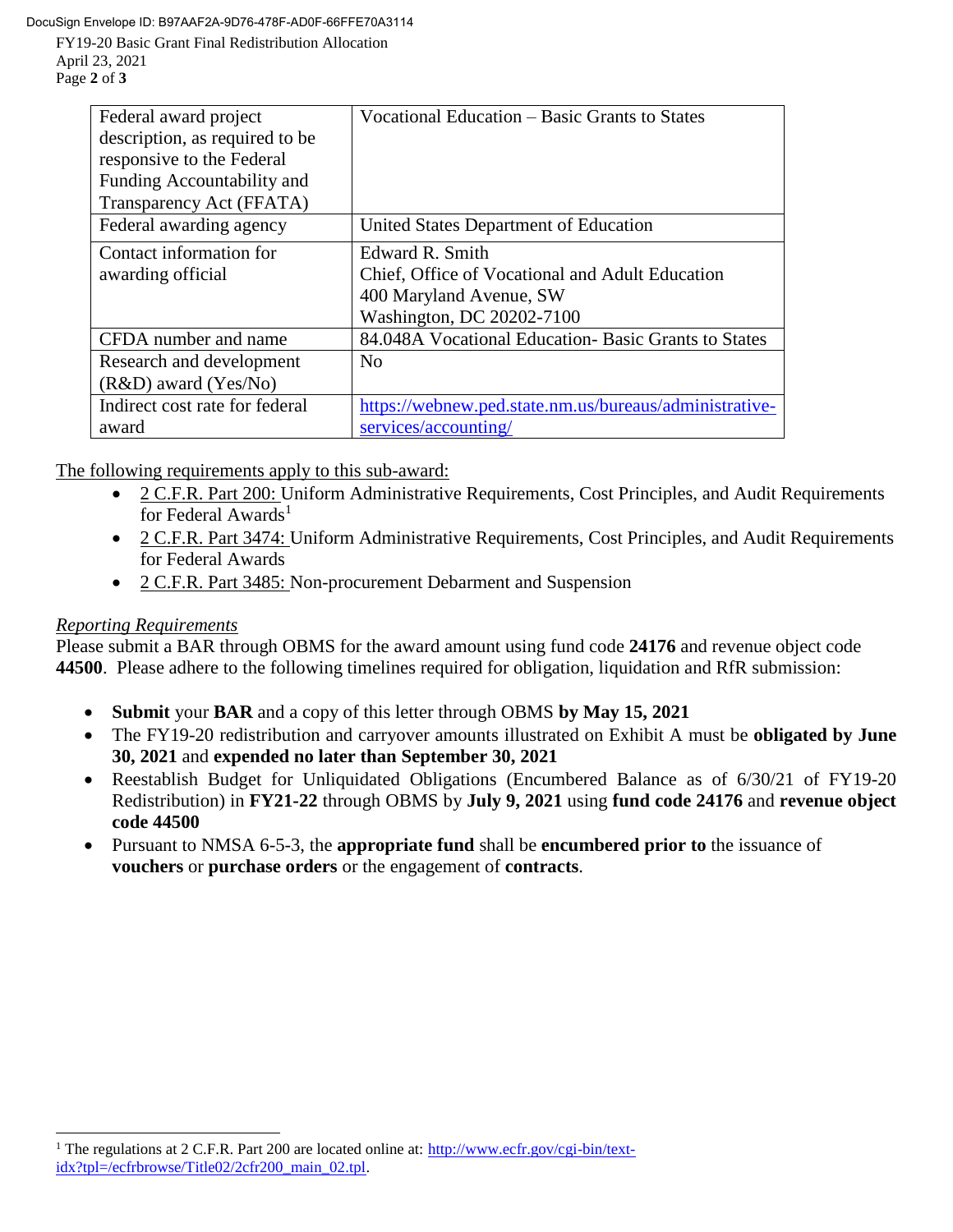| Federal award project description, as required to be responsive to the Federal Funding Accountability and Transparency Act (FFATA) | Vocational Education – Basic Grants to States |
|---|---|
| Federal awarding agency | United States Department of Education |
| Contact information for awarding official | Edward R. Smith<br>Chief, Office of Vocational and Adult Education<br>400 Maryland Avenue, SW<br>Washington, DC 20202-7100 |
| CFDA number and name | 84.048A Vocational Education- Basic Grants to States |
| Research and development (R&D) award (Yes/No) | No |
| Indirect cost rate for federal award | https://webnew.ped.state.nm.us/bureaus/administrative-services/accounting/ |

The following requirements apply to this sub-award:

- 2 C.F.R. Part 200: Uniform Administrative Requirements, Cost Principles, and Audit Requirements for Federal Awards[1]
- 2 C.F.R. Part 3474: Uniform Administrative Requirements, Cost Principles, and Audit Requirements for Federal Awards
- 2 C.F.R. Part 3485: Non-procurement Debarment and Suspension

*Reporting Requirements*

Please submit a BAR through OBMS for the award amount using fund code **24176** and revenue object code **44500**. Please adhere to the following timelines required for obligation, liquidation and RfR submission:

- **Submit** your **BAR** and a copy of this letter through OBMS **by May 15, 2021**
- The FY19-20 redistribution and carryover amounts illustrated on Exhibit A must be **obligated by June 30, 2021** and **expended no later than September 30, 2021**
- Reestablish Budget for Unliquidated Obligations (Encumbered Balance as of 6/30/21 of FY19-20 Redistribution) in **FY21-22** through OBMS by **July 9, 2021** using **fund code 24176** and **revenue object code 44500**
- Pursuant to NMSA 6-5-3, the **appropriate fund** shall be **encumbered prior to** the issuance of **vouchers** or **purchase orders** or the engagement of **contracts**.

[1] The regulations at 2 C.F.R. Part 200 are located online at: http://www.ecfr.gov/cgi-bin/text-idx?tpl=/ecfrbrowse/Title02/2cfr200_main_02.tpl.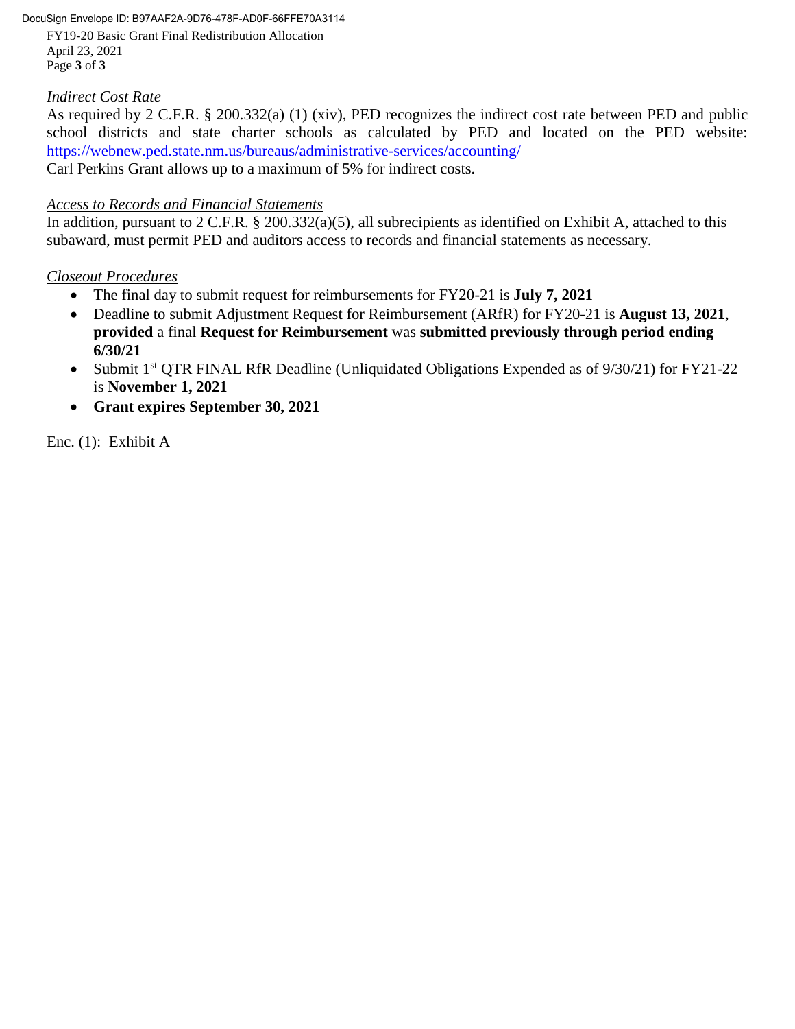*Indirect Cost Rate*

As required by 2 C.F.R. § 200.332(a) (1) (xiv), PED recognizes the indirect cost rate between PED and public school districts and state charter schools as calculated by PED and located on the PED website: https://webnew.ped.state.nm.us/bureaus/administrative-services/accounting/

Carl Perkins Grant allows up to a maximum of 5% for indirect costs.

*Access to Records and Financial Statements*

In addition, pursuant to 2 C.F.R. § 200.332(a)(5), all subrecipients as identified on Exhibit A, attached to this subaward, must permit PED and auditors access to records and financial statements as necessary.

*Closeout Procedures*

- The final day to submit request for reimbursements for FY20-21 is **July 7, 2021**
- Deadline to submit Adjustment Request for Reimbursement (ARfR) for FY20-21 is **August 13, 2021**, **provided** a final **Request for Reimbursement** was **submitted previously through period ending 6/30/21**
- Submit 1st QTR FINAL RfR Deadline (Unliquidated Obligations Expended as of 9/30/21) for FY21-22 is **November 1, 2021**
- **Grant expires September 30, 2021**

Enc. (1): Exhibit A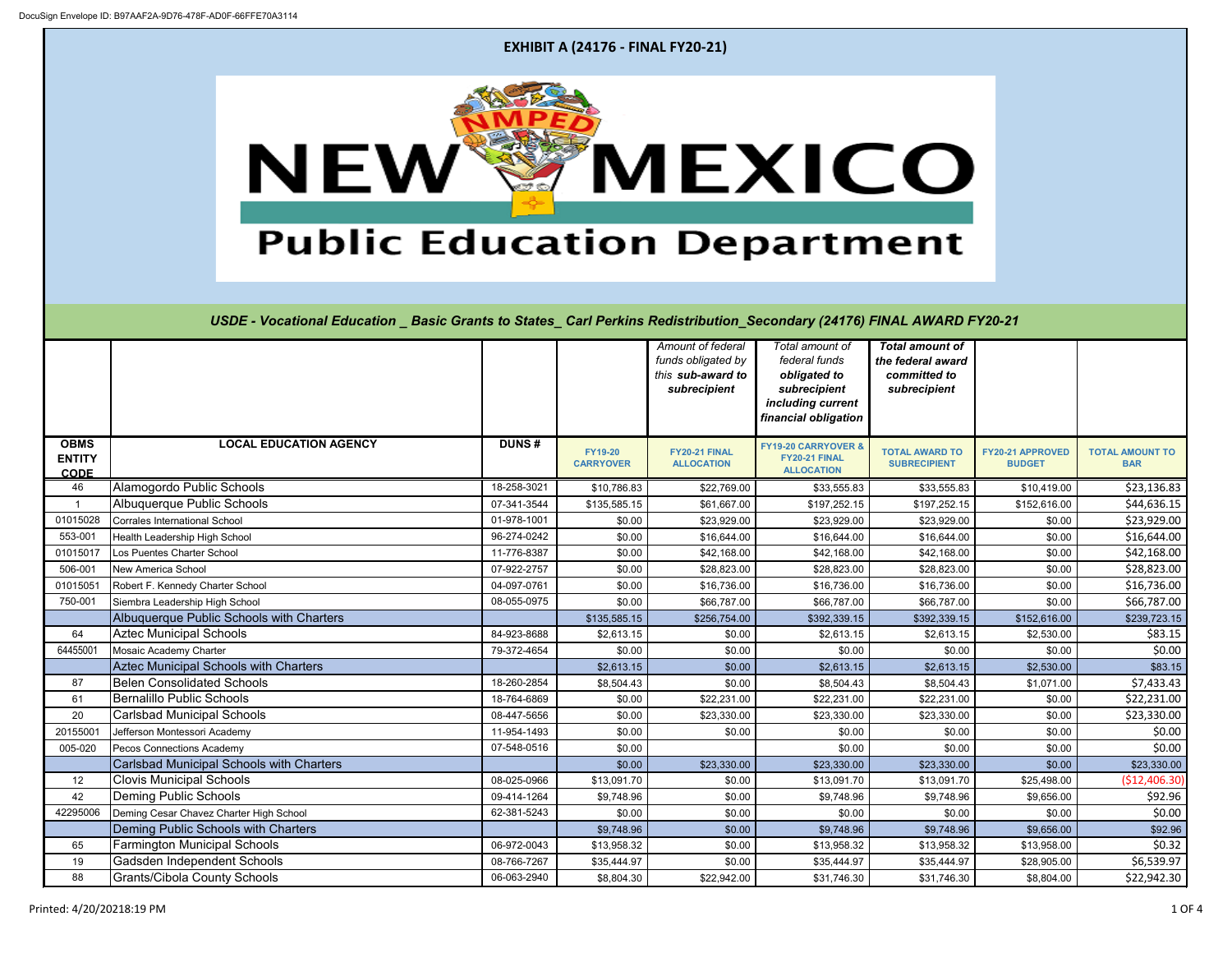# EXHIBIT A (24176 - FINAL FY20-21)

NEW MEXICO Public Education Department

### *USDE - Vocational Education _ Basic Grants to States_ Carl Perkins Redistribution_Secondary (24176) FINAL AWARD FY20-21*

| | | | | *Amount of federal funds obligated by this **sub-award to subrecipient*** | *Total amount of federal funds **obligated to subrecipient including current financial obligation*** | ***Total amount of the federal award committed to subrecipient*** | | |
|---|---|---|---|---|---|---|---|---|
| **OBMS ENTITY CODE** | **LOCAL EDUCATION AGENCY** | **DUNS #** | **FY19-20 CARRYOVER** | **FY20-21 FINAL ALLOCATION** | **FY19-20 CARRYOVER & FY20-21 FINAL ALLOCATION** | **TOTAL AWARD TO SUBRECIPIENT** | **FY20-21 APPROVED BUDGET** | **TOTAL AMOUNT TO BAR** |
| 46 | Alamogordo Public Schools | 18-258-3021 | $10,786.83 | $22,769.00 | $33,555.83 | $33,555.83 | $10,419.00 | $23,136.83 |
| 1 | Albuquerque Public Schools | 07-341-3544 | $135,585.15 | $61,667.00 | $197,252.15 | $197,252.15 | $152,616.00 | $44,636.15 |
| 01015028 | Corrales International School | 01-978-1001 | $0.00 | $23,929.00 | $23,929.00 | $23,929.00 | $0.00 | $23,929.00 |
| 553-001 | Health Leadership High School | 96-274-0242 | $0.00 | $16,644.00 | $16,644.00 | $16,644.00 | $0.00 | $16,644.00 |
| 01015017 | Los Puentes Charter School | 11-776-8387 | $0.00 | $42,168.00 | $42,168.00 | $42,168.00 | $0.00 | $42,168.00 |
| 506-001 | New America School | 07-922-2757 | $0.00 | $28,823.00 | $28,823.00 | $28,823.00 | $0.00 | $28,823.00 |
| 01015051 | Robert F. Kennedy Charter School | 04-097-0761 | $0.00 | $16,736.00 | $16,736.00 | $16,736.00 | $0.00 | $16,736.00 |
| 750-001 | Siembra Leadership High School | 08-055-0975 | $0.00 | $66,787.00 | $66,787.00 | $66,787.00 | $0.00 | $66,787.00 |
| | Albuquerque Public Schools with Charters | | $135,585.15 | $256,754.00 | $392,339.15 | $392,339.15 | $152,616.00 | $239,723.15 |
| 64 | Aztec Municipal Schools | 84-923-8688 | $2,613.15 | $0.00 | $2,613.15 | $2,613.15 | $2,530.00 | $83.15 |
| 64455001 | Mosaic Academy Charter | 79-372-4654 | $0.00 | $0.00 | $0.00 | $0.00 | $0.00 | $0.00 |
| | Aztec Municipal Schools with Charters | | $2,613.15 | $0.00 | $2,613.15 | $2,613.15 | $2,530.00 | $83.15 |
| 87 | Belen Consolidated Schools | 18-260-2854 | $8,504.43 | $0.00 | $8,504.43 | $8,504.43 | $1,071.00 | $7,433.43 |
| 61 | Bernalillo Public Schools | 18-764-6869 | $0.00 | $22,231.00 | $22,231.00 | $22,231.00 | $0.00 | $22,231.00 |
| 20 | Carlsbad Municipal Schools | 08-447-5656 | $0.00 | $23,330.00 | $23,330.00 | $23,330.00 | $0.00 | $23,330.00 |
| 20155001 | Jefferson Montessori Academy | 11-954-1493 | $0.00 | $0.00 | $0.00 | $0.00 | $0.00 | $0.00 |
| 005-020 | Pecos Connections Academy | 07-548-0516 | $0.00 | | $0.00 | $0.00 | $0.00 | $0.00 |
| | Carlsbad Municipal Schools with Charters | | $0.00 | $23,330.00 | $23,330.00 | $23,330.00 | $0.00 | $23,330.00 |
| 12 | Clovis Municipal Schools | 08-025-0966 | $13,091.70 | $0.00 | $13,091.70 | $13,091.70 | $25,498.00 | ($12,406.30) |
| 42 | Deming Public Schools | 09-414-1264 | $9,748.96 | $0.00 | $9,748.96 | $9,748.96 | $9,656.00 | $92.96 |
| 42295006 | Deming Cesar Chavez Charter High School | 62-381-5243 | $0.00 | $0.00 | $0.00 | $0.00 | $0.00 | $0.00 |
| | Deming Public Schools with Charters | | $9,748.96 | $0.00 | $9,748.96 | $9,748.96 | $9,656.00 | $92.96 |
| 65 | Farmington Municipal Schools | 06-972-0043 | $13,958.32 | $0.00 | $13,958.32 | $13,958.32 | $13,958.00 | $0.32 |
| 19 | Gadsden Independent Schools | 08-766-7267 | $35,444.97 | $0.00 | $35,444.97 | $35,444.97 | $28,905.00 | $6,539.97 |
| 88 | Grants/Cibola County Schools | 06-063-2940 | $8,804.30 | $22,942.00 | $31,746.30 | $31,746.30 | $8,804.00 | $22,942.30 |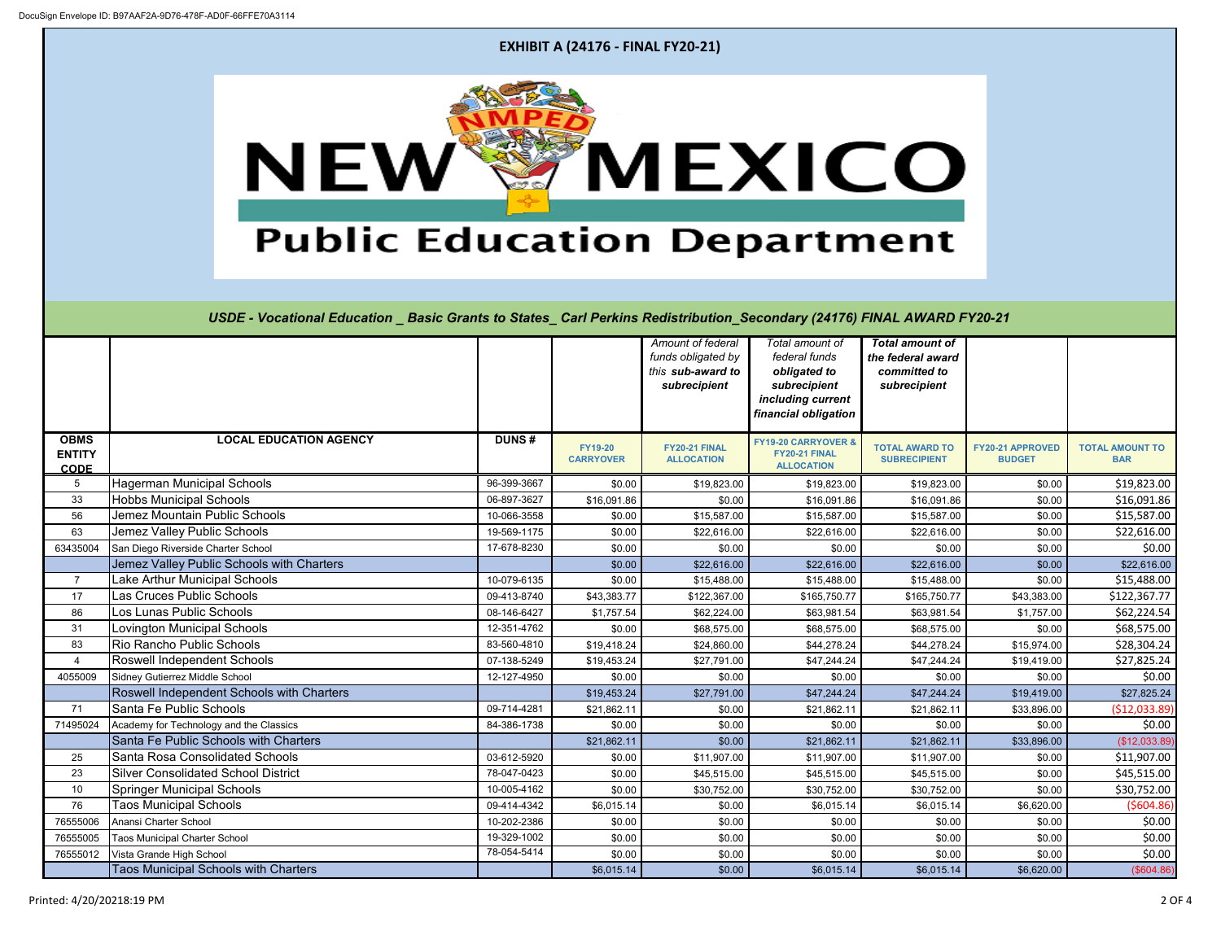# EXHIBIT A (24176 - FINAL FY20-21)

New Mexico Public Education Department

## USDE - Vocational Education _ Basic Grants to States_ Carl Perkins Redistribution_Secondary (24176) FINAL AWARD FY20-21

| | | | | *Amount of federal funds obligated by this **sub-award to subrecipient*** | *Total amount of federal funds **obligated to subrecipient including current financial obligation*** | ***Total amount of the federal award committed to subrecipient*** | | |
|---|---|---|---|---|---|---|---|---|
| **OBMS ENTITY CODE** | **LOCAL EDUCATION AGENCY** | **DUNS #** | **FY19-20 CARRYOVER** | **FY20-21 FINAL ALLOCATION** | **FY19-20 CARRYOVER & FY20-21 FINAL ALLOCATION** | **TOTAL AWARD TO SUBRECIPENT** | **FY20-21 APPROVED BUDGET** | **TOTAL AMOUNT TO BAR** |
| 5 | Hagerman Municipal Schools | 96-399-3667 | $0.00 | $19,823.00 | $19,823.00 | $19,823.00 | $0.00 | $19,823.00 |
| 33 | Hobbs Municipal Schools | 06-897-3627 | $16,091.86 | $0.00 | $16,091.86 | $16,091.86 | $0.00 | $16,091.86 |
| 56 | Jemez Mountain Public Schools | 10-066-3558 | $0.00 | $15,587.00 | $15,587.00 | $15,587.00 | $0.00 | $15,587.00 |
| 63 | Jemez Valley Public Schools | 19-569-1175 | $0.00 | $22,616.00 | $22,616.00 | $22,616.00 | $0.00 | $22,616.00 |
| 63435004 | San Diego Riverside Charter School | 17-678-8230 | $0.00 | $0.00 | $0.00 | $0.00 | $0.00 | $0.00 |
| | Jemez Valley Public Schools with Charters | | $0.00 | $22,616.00 | $22,616.00 | $22,616.00 | $0.00 | $22,616.00 |
| 7 | Lake Arthur Municipal Schools | 10-079-6135 | $0.00 | $15,488.00 | $15,488.00 | $15,488.00 | $0.00 | $15,488.00 |
| 17 | Las Cruces Public Schools | 09-413-8740 | $43,383.77 | $122,367.00 | $165,750.77 | $165,750.77 | $43,383.00 | $122,367.77 |
| 86 | Los Lunas Public Schools | 08-146-6427 | $1,757.54 | $62,224.00 | $63,981.54 | $63,981.54 | $1,757.00 | $62,224.54 |
| 31 | Lovington Municipal Schools | 12-351-4762 | $0.00 | $68,575.00 | $68,575.00 | $68,575.00 | $0.00 | $68,575.00 |
| 83 | Rio Rancho Public Schools | 83-560-4810 | $19,418.24 | $24,860.00 | $44,278.24 | $44,278.24 | $15,974.00 | $28,304.24 |
| 4 | Roswell Independent Schools | 07-138-5249 | $19,453.24 | $27,791.00 | $47,244.24 | $47,244.24 | $19,419.00 | $27,825.24 |
| 4055009 | Sidney Gutierrez Middle School | 12-127-4950 | $0.00 | $0.00 | $0.00 | $0.00 | $0.00 | $0.00 |
| | Roswell Independent Schools with Charters | | $19,453.24 | $27,791.00 | $47,244.24 | $47,244.24 | $19,419.00 | $27,825.24 |
| 71 | Santa Fe Public Schools | 09-714-4281 | $21,862.11 | $0.00 | $21,862.11 | $21,862.11 | $33,896.00 | ($12,033.89) |
| 71495024 | Academy for Technology and the Classics | 84-386-1738 | $0.00 | $0.00 | $0.00 | $0.00 | $0.00 | $0.00 |
| | Santa Fe Public Schools with Charters | | $21,862.11 | $0.00 | $21,862.11 | $21,862.11 | $33,896.00 | ($12,033.89) |
| 25 | Santa Rosa Consolidated Schools | 03-612-5920 | $0.00 | $11,907.00 | $11,907.00 | $11,907.00 | $0.00 | $11,907.00 |
| 23 | Silver Consolidated School District | 78-047-0423 | $0.00 | $45,515.00 | $45,515.00 | $45,515.00 | $0.00 | $45,515.00 |
| 10 | Springer Municipal Schools | 10-005-4162 | $0.00 | $30,752.00 | $30,752.00 | $30,752.00 | $0.00 | $30,752.00 |
| 76 | Taos Municipal Schools | 09-414-4342 | $6,015.14 | $0.00 | $6,015.14 | $6,015.14 | $6,620.00 | ($604.86) |
| 76555006 | Anansi Charter School | 10-202-2386 | $0.00 | $0.00 | $0.00 | $0.00 | $0.00 | $0.00 |
| 76555005 | Taos Municipal Charter School | 19-329-1002 | $0.00 | $0.00 | $0.00 | $0.00 | $0.00 | $0.00 |
| 76555012 | Vista Grande High School | 78-054-5414 | $0.00 | $0.00 | $0.00 | $0.00 | $0.00 | $0.00 |
| | Taos Municipal Schools with Charters | | $6,015.14 | $0.00 | $6,015.14 | $6,015.14 | $6,620.00 | ($604.86) |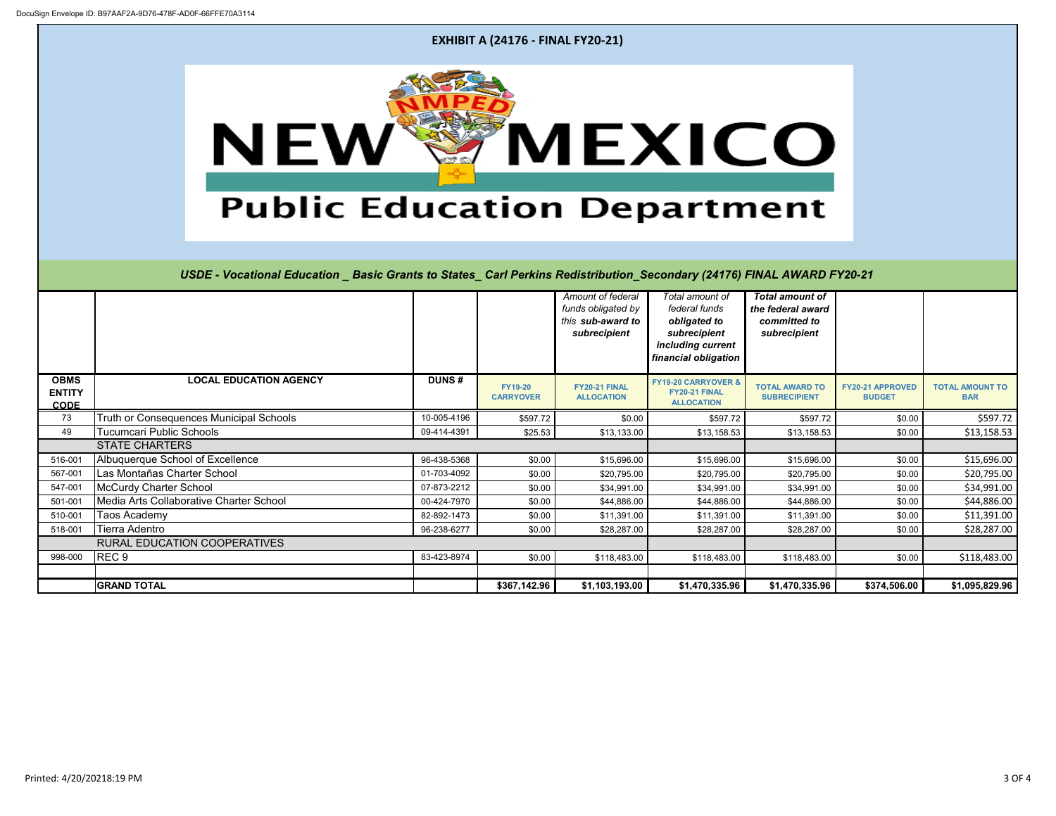DocuSign Envelope ID: B97AAF2A-9D76-478F-AD0F-66FFE70A3114

## EXHIBIT A (24176 - FINAL FY20-21)

# NEW MEXICO NMPED Public Education Department

### *USDE - Vocational Education _ Basic Grants to States_ Carl Perkins Redistribution_Secondary (24176) FINAL AWARD FY20-21*

| | | | | *Amount of federal funds obligated by this* ***sub-award to subrecipient*** | *Total amount of federal funds* ***obligated to subrecipient including current financial obligation*** | ***Total amount of the federal award committed to subrecipient*** | | |
|---|---|---|---|---|---|---|---|---|
| **OBMS ENTITY CODE** | **LOCAL EDUCATION AGENCY** | **DUNS #** | **FY19-20 CARRYOVER** | **FY20-21 FINAL ALLOCATION** | **FY19-20 CARRYOVER & FY20-21 FINAL ALLOCATION** | **TOTAL AWARD TO SUBRECIPIENT** | **FY20-21 APPROVED BUDGET** | **TOTAL AMOUNT TO BAR** |
| 73 | Truth or Consequences Municipal Schools | 10-005-4196 | $597.72 | $0.00 | $597.72 | $597.72 | $0.00 | $597.72 |
| 49 | Tucumcari Public Schools | 09-414-4391 | $25.53 | $13,133.00 | $13,158.53 | $13,158.53 | $0.00 | $13,158.53 |
| | STATE CHARTERS | | | | | | | |
| 516-001 | Albuquerque School of Excellence | 96-438-5368 | $0.00 | $15,696.00 | $15,696.00 | $15,696.00 | $0.00 | $15,696.00 |
| 567-001 | Las Montañas Charter School | 01-703-4092 | $0.00 | $20,795.00 | $20,795.00 | $20,795.00 | $0.00 | $20,795.00 |
| 547-001 | McCurdy Charter School | 07-873-2212 | $0.00 | $34,991.00 | $34,991.00 | $34,991.00 | $0.00 | $34,991.00 |
| 501-001 | Media Arts Collaborative Charter School | 00-424-7970 | $0.00 | $44,886.00 | $44,886.00 | $44,886.00 | $0.00 | $44,886.00 |
| 510-001 | Taos Academy | 82-892-1473 | $0.00 | $11,391.00 | $11,391.00 | $11,391.00 | $0.00 | $11,391.00 |
| 518-001 | Tierra Adentro | 96-238-6277 | $0.00 | $28,287.00 | $28,287.00 | $28,287.00 | $0.00 | $28,287.00 |
| | RURAL EDUCATION COOPERATIVES | | | | | | | |
| 998-000 | REC 9 | 83-423-8974 | $0.00 | $118,483.00 | $118,483.00 | $118,483.00 | $0.00 | $118,483.00 |
| | | | | | | | | |
| | **GRAND TOTAL** | | **$367,142.96** | **$1,103,193.00** | **$1,470,335.96** | **$1,470,335.96** | **$374,506.00** | **$1,095,829.96** |

Printed: 4/20/20218:19 PM